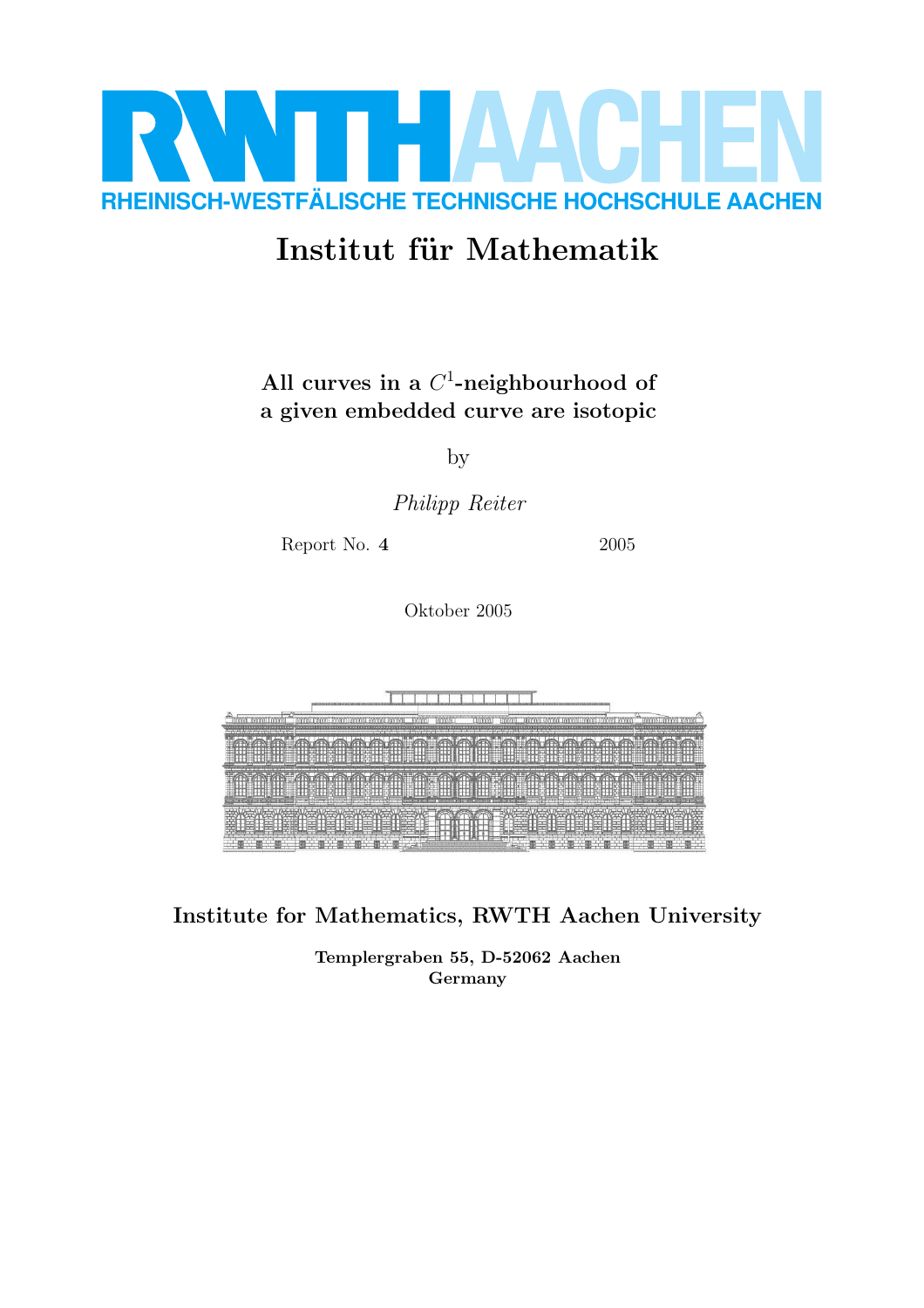RHEINISCH-WESTFÄLISCHE TECHNISCHE HOCHSCHULE AACHEN

# Institut für Mathematik

## All curves in a $C^1$-neighbourhood of a given embedded curve are isotopic

by

*Philipp Reiter*

Report No. **4** 2005

Oktober 2005

**Institute for Mathematics, RWTH Aachen University**

**Templergraben 55, D-52062 Aachen**
**Germany**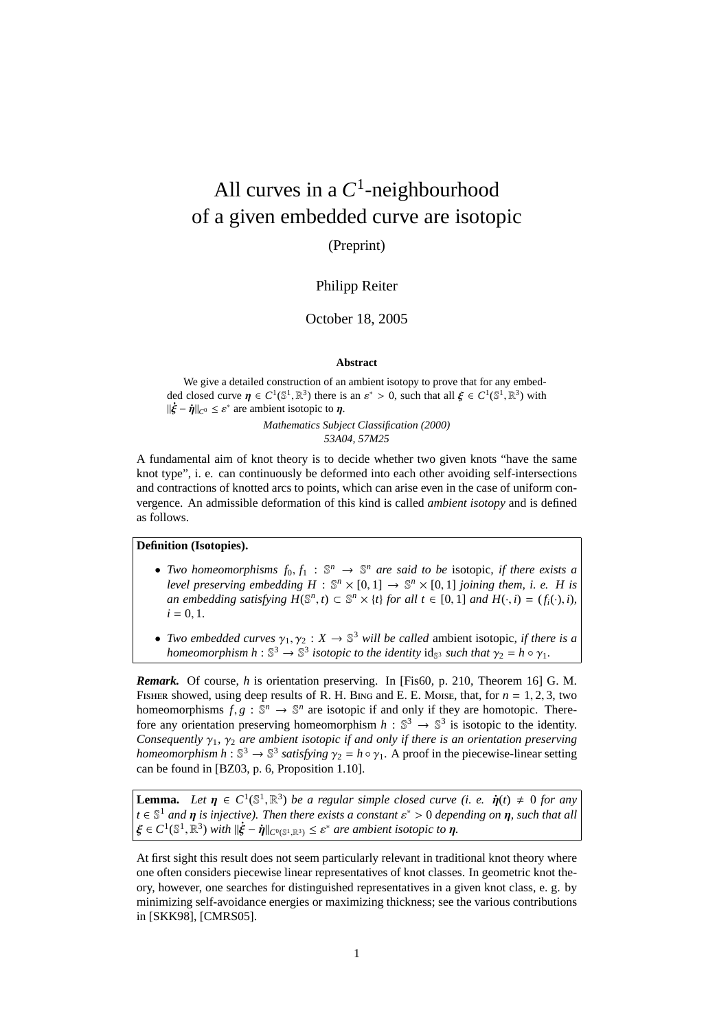# All curves in a $C^1$-neighbourhood of a given embedded curve are isotopic

(Preprint)

Philipp Reiter

October 18, 2005

**Abstract**

We give a detailed construction of an ambient isotopy to prove that for any embedded closed curve $\boldsymbol{\eta} \in C^1(\mathbb{S}^1, \mathbb{R}^3)$ there is an $\varepsilon^* > 0$, such that all $\boldsymbol{\xi} \in C^1(\mathbb{S}^1, \mathbb{R}^3)$ with $\|\dot{\boldsymbol{\xi}} - \dot{\boldsymbol{\eta}}\|_{C^0} \le \varepsilon^*$ are ambient isotopic to $\boldsymbol{\eta}$.

*Mathematics Subject Classification (2000)*
*53A04, 57M25*

A fundamental aim of knot theory is to decide whether two given knots "have the same knot type", i. e. can continuously be deformed into each other avoiding self-intersections and contractions of knotted arcs to points, which can arise even in the case of uniform convergence. An admissible deformation of this kind is called *ambient isotopy* and is defined as follows.

**Definition (Isotopies).**

- *Two homeomorphisms $f_0, f_1 : \mathbb{S}^n \to \mathbb{S}^n$ are said to be* isotopic*, if there exists a level preserving embedding $H : \mathbb{S}^n \times [0,1] \to \mathbb{S}^n \times [0,1]$ joining them, i. e. $H$ is an embedding satisfying $H(\mathbb{S}^n, t) \subset \mathbb{S}^n \times \{t\}$ for all $t \in [0,1]$ and $H(\cdot, i) = (f_i(\cdot), i)$, $i = 0, 1$.*
- *Two embedded curves $\gamma_1, \gamma_2 : X \to \mathbb{S}^3$ will be called* ambient isotopic*, if there is a homeomorphism $h : \mathbb{S}^3 \to \mathbb{S}^3$ isotopic to the identity $\mathrm{id}_{\mathbb{S}^3}$ such that $\gamma_2 = h \circ \gamma_1$.*

***Remark.*** Of course, $h$ is orientation preserving. In [Fis60, p. 210, Theorem 16] G. M. Fisher showed, using deep results of R. H. Bing and E. E. Moise, that, for $n = 1, 2, 3$, two homeomorphisms $f, g : \mathbb{S}^n \to \mathbb{S}^n$ are isotopic if and only if they are homotopic. Therefore any orientation preserving homeomorphism $h : \mathbb{S}^3 \to \mathbb{S}^3$ is isotopic to the identity. *Consequently $\gamma_1$, $\gamma_2$ are ambient isotopic if and only if there is an orientation preserving homeomorphism $h : \mathbb{S}^3 \to \mathbb{S}^3$ satisfying $\gamma_2 = h \circ \gamma_1$.* A proof in the piecewise-linear setting can be found in [BZ03, p. 6, Proposition 1.10].

**Lemma.** *Let $\boldsymbol{\eta} \in C^1(\mathbb{S}^1, \mathbb{R}^3)$ be a regular simple closed curve (i. e. $\dot{\boldsymbol{\eta}}(t) \neq 0$ for any $t \in \mathbb{S}^1$ and $\boldsymbol{\eta}$ is injective). Then there exists a constant $\varepsilon^* > 0$ depending on $\boldsymbol{\eta}$, such that all $\boldsymbol{\xi} \in C^1(\mathbb{S}^1, \mathbb{R}^3)$ with $\|\dot{\boldsymbol{\xi}} - \dot{\boldsymbol{\eta}}\|_{C^0(\mathbb{S}^1, \mathbb{R}^3)} \le \varepsilon^*$ are ambient isotopic to $\boldsymbol{\eta}$.*

At first sight this result does not seem particularly relevant in traditional knot theory where one often considers piecewise linear representatives of knot classes. In geometric knot theory, however, one searches for distinguished representatives in a given knot class, e. g. by minimizing self-avoidance energies or maximizing thickness; see the various contributions in [SKK98], [CMRS05].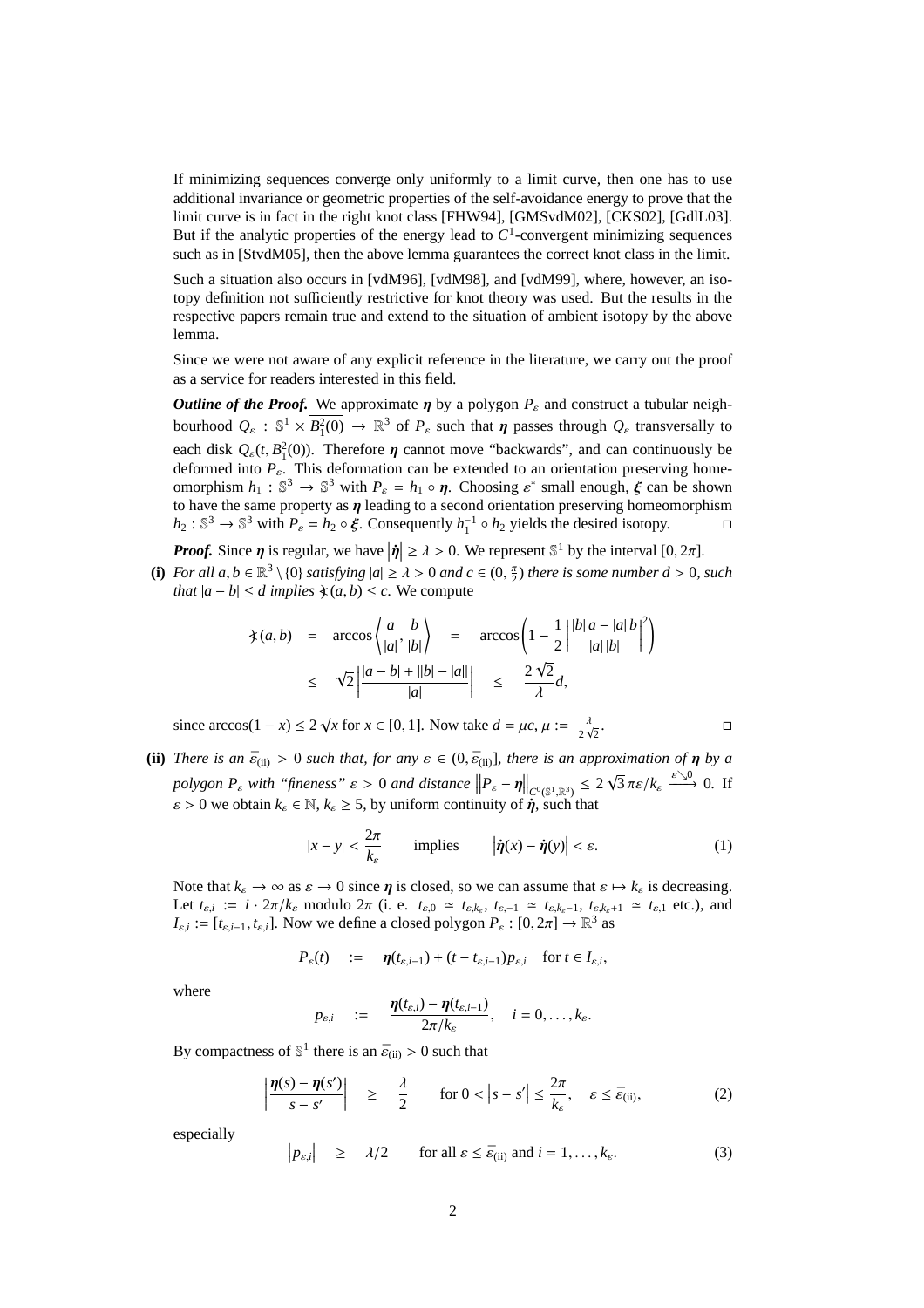If minimizing sequences converge only uniformly to a limit curve, then one has to use additional invariance or geometric properties of the self-avoidance energy to prove that the limit curve is in fact in the right knot class [FHW94], [GMSvdM02], [CKS02], [GdlL03]. But if the analytic properties of the energy lead to $C^1$-convergent minimizing sequences such as in [StvdM05], then the above lemma guarantees the correct knot class in the limit.

Such a situation also occurs in [vdM96], [vdM98], and [vdM99], where, however, an isotopy definition not sufficiently restrictive for knot theory was used. But the results in the respective papers remain true and extend to the situation of ambient isotopy by the above lemma.

Since we were not aware of any explicit reference in the literature, we carry out the proof as a service for readers interested in this field.

***Outline of the Proof.*** We approximate $\boldsymbol{\eta}$ by a polygon $P_\varepsilon$ and construct a tubular neighbourhood $Q_\varepsilon : \mathbb{S}^1 \times \overline{B_1^2(0)} \to \mathbb{R}^3$ of $P_\varepsilon$ such that $\boldsymbol{\eta}$ passes through $Q_\varepsilon$ transversally to each disk $Q_\varepsilon(t, \overline{B_1^2(0)})$. Therefore $\boldsymbol{\eta}$ cannot move "backwards", and can continuously be deformed into $P_\varepsilon$. This deformation can be extended to an orientation preserving homeomorphism $h_1 : \mathbb{S}^3 \to \mathbb{S}^3$ with $P_\varepsilon = h_1 \circ \boldsymbol{\eta}$. Choosing $\varepsilon^*$ small enough, $\boldsymbol{\xi}$ can be shown to have the same property as $\boldsymbol{\eta}$ leading to a second orientation preserving homeomorphism $h_2 : \mathbb{S}^3 \to \mathbb{S}^3$ with $P_\varepsilon = h_2 \circ \boldsymbol{\xi}$. Consequently $h_1^{-1} \circ h_2$ yields the desired isotopy. □

***Proof.*** Since $\boldsymbol{\eta}$ is regular, we have $\left|\dot{\boldsymbol{\eta}}\right| \geq \lambda > 0$. We represent $\mathbb{S}^1$ by the interval $[0, 2\pi]$.

**(i)** *For all $a, b \in \mathbb{R}^3 \setminus \{0\}$ satisfying $|a| \geq \lambda > 0$ and $c \in (0, \frac{\pi}{2})$ there is some number $d > 0$, such that $|a - b| \leq d$ implies $\measuredangle(a, b) \leq c$.* We compute

$$\begin{aligned} \measuredangle(a,b) &= \arccos\left\langle \frac{a}{|a|}, \frac{b}{|b|} \right\rangle = \arccos\left(1 - \frac{1}{2}\left|\frac{|b|\,a - |a|\,b}{|a|\,|b|}\right|^2\right) \\ &\leq \sqrt{2}\left|\frac{|a-b| + \big||b| - |a|\big|}{|a|}\right| \leq \frac{2\sqrt{2}}{\lambda} d, \end{aligned}$$

since $\arccos(1 - x) \leq 2\sqrt{x}$ for $x \in [0, 1]$. Now take $d = \mu c$, $\mu := \frac{\lambda}{2\sqrt{2}}$. □

**(ii)** *There is an $\bar{\varepsilon}_{\text{(ii)}} > 0$ such that, for any $\varepsilon \in (0, \bar{\varepsilon}_{\text{(ii)}}]$, there is an approximation of $\boldsymbol{\eta}$ by a polygon $P_\varepsilon$ with "fineness" $\varepsilon > 0$ and distance $\left\|P_\varepsilon - \boldsymbol{\eta}\right\|_{C^0(\mathbb{S}^1,\mathbb{R}^3)} \leq 2\sqrt{3}\,\pi\varepsilon/k_\varepsilon \xrightarrow{\varepsilon \searrow 0} 0$.* If $\varepsilon > 0$ we obtain $k_\varepsilon \in \mathbb{N}$, $k_\varepsilon \geq 5$, by uniform continuity of $\dot{\boldsymbol{\eta}}$, such that

$$|x - y| < \frac{2\pi}{k_\varepsilon} \qquad \text{implies} \qquad \left|\dot{\boldsymbol{\eta}}(x) - \dot{\boldsymbol{\eta}}(y)\right| < \varepsilon. \tag{1}$$

Note that $k_\varepsilon \to \infty$ as $\varepsilon \to 0$ since $\boldsymbol{\eta}$ is closed, so we can assume that $\varepsilon \mapsto k_\varepsilon$ is decreasing. Let $t_{\varepsilon,i} := i \cdot 2\pi/k_\varepsilon$ modulo $2\pi$ (i. e. $t_{\varepsilon,0} \simeq t_{\varepsilon,k_\varepsilon}$, $t_{\varepsilon,-1} \simeq t_{\varepsilon,k_\varepsilon-1}$, $t_{\varepsilon,k_\varepsilon+1} \simeq t_{\varepsilon,1}$ etc.), and $I_{\varepsilon,i} := [t_{\varepsilon,i-1}, t_{\varepsilon,i}]$. Now we define a closed polygon $P_\varepsilon : [0, 2\pi] \to \mathbb{R}^3$ as

$$P_\varepsilon(t) \quad := \quad \boldsymbol{\eta}(t_{\varepsilon,i-1}) + (t - t_{\varepsilon,i-1})p_{\varepsilon,i} \quad \text{for } t \in I_{\varepsilon,i},$$

where

$$p_{\varepsilon,i} \quad := \quad \frac{\boldsymbol{\eta}(t_{\varepsilon,i}) - \boldsymbol{\eta}(t_{\varepsilon,i-1})}{2\pi/k_\varepsilon}, \quad i = 0, \ldots, k_\varepsilon.$$

By compactness of $\mathbb{S}^1$ there is an $\bar{\varepsilon}_{\text{(ii)}} > 0$ such that

$$\left|\frac{\boldsymbol{\eta}(s) - \boldsymbol{\eta}(s')}{s - s'}\right| \quad \geq \quad \frac{\lambda}{2} \qquad \text{for } 0 < \left|s - s'\right| \leq \frac{2\pi}{k_\varepsilon}, \quad \varepsilon \leq \bar{\varepsilon}_{\text{(ii)}}, \tag{2}$$

especially

$$\left|p_{\varepsilon,i}\right| \quad \geq \quad \lambda/2 \qquad \text{for all } \varepsilon \leq \bar{\varepsilon}_{\text{(ii)}} \text{ and } i = 1, \ldots, k_\varepsilon. \tag{3}$$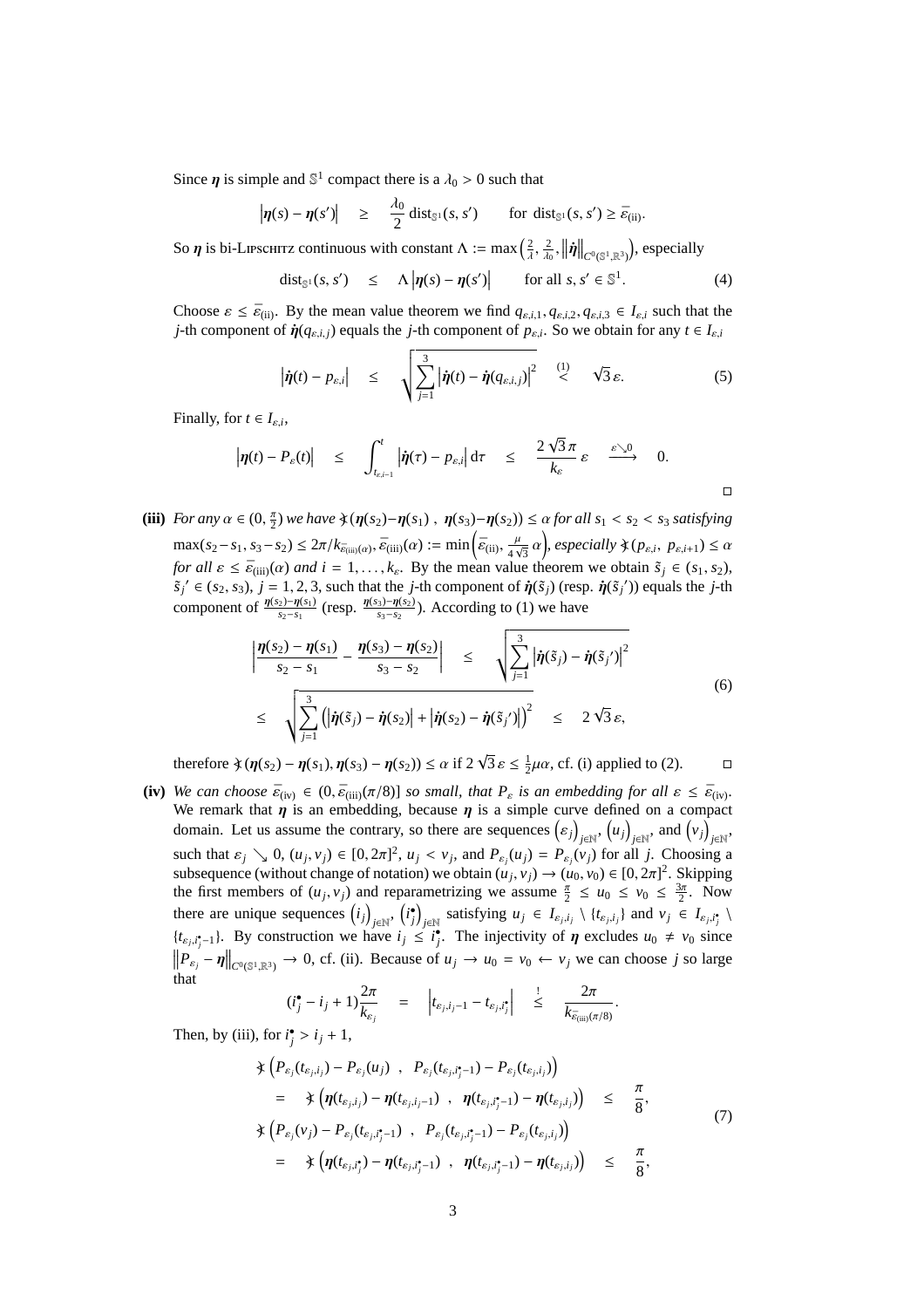Since $\boldsymbol{\eta}$ is simple and $\mathbb{S}^1$ compact there is a $\lambda_0 > 0$ such that

$$\left|\boldsymbol{\eta}(s) - \boldsymbol{\eta}(s')\right| \quad \geq \quad \frac{\lambda_0}{2}\,\mathrm{dist}_{\mathbb{S}^1}(s,s') \qquad \text{for } \mathrm{dist}_{\mathbb{S}^1}(s,s') \geq \bar{\varepsilon}_{\text{(ii)}}.$$

So $\boldsymbol{\eta}$ is bi-Lipschitz continuous with constant $\Lambda := \max\left(\frac{2}{\lambda}, \frac{2}{\lambda_0}, \left\|\dot{\boldsymbol{\eta}}\right\|_{C^0(\mathbb{S}^1,\mathbb{R}^3)}\right)$, especially

$$\mathrm{dist}_{\mathbb{S}^1}(s,s') \quad \leq \quad \Lambda\left|\boldsymbol{\eta}(s) - \boldsymbol{\eta}(s')\right| \qquad \text{for all } s,s' \in \mathbb{S}^1. \tag{4}$$

Choose $\varepsilon \leq \bar{\varepsilon}_{\text{(ii)}}$. By the mean value theorem we find $q_{\varepsilon,i,1}, q_{\varepsilon,i,2}, q_{\varepsilon,i,3} \in I_{\varepsilon,i}$ such that the $j$-th component of $\dot{\boldsymbol{\eta}}(q_{\varepsilon,i,j})$ equals the $j$-th component of $p_{\varepsilon,i}$. So we obtain for any $t \in I_{\varepsilon,i}$

$$\left|\dot{\boldsymbol{\eta}}(t) - p_{\varepsilon,i}\right| \quad \leq \quad \sqrt{\sum_{j=1}^{3}\left|\dot{\boldsymbol{\eta}}(t) - \dot{\boldsymbol{\eta}}(q_{\varepsilon,i,j})\right|^2} \quad \overset{(1)}{<} \quad \sqrt{3}\,\varepsilon. \tag{5}$$

Finally, for $t \in I_{\varepsilon,i}$,

$$\left|\boldsymbol{\eta}(t) - P_\varepsilon(t)\right| \quad \leq \quad \int_{t_{\varepsilon,i-1}}^{t}\left|\dot{\boldsymbol{\eta}}(\tau) - p_{\varepsilon,i}\right|\mathrm{d}\tau \quad \leq \quad \frac{2\sqrt{3}\,\pi}{k_\varepsilon}\,\varepsilon \quad \xrightarrow{\varepsilon\searrow 0} \quad 0.$$

□

**(iii)** *For any $\alpha \in (0,\frac{\pi}{2})$ we have $\sphericalangle(\boldsymbol{\eta}(s_2)-\boldsymbol{\eta}(s_1)\ ,\ \boldsymbol{\eta}(s_3)-\boldsymbol{\eta}(s_2)) \leq \alpha$ for all $s_1 < s_2 < s_3$ satisfying $\max(s_2-s_1, s_3-s_2) \leq 2\pi/k_{\bar{\varepsilon}_{\text{(iii)}}(\alpha)}$, $\bar{\varepsilon}_{\text{(iii)}}(\alpha) := \min\left(\bar{\varepsilon}_{\text{(ii)}}, \frac{\mu}{4\sqrt{3}}\,\alpha\right)$, especially $\sphericalangle(p_{\varepsilon,i},\ p_{\varepsilon,i+1}) \leq \alpha$ for all $\varepsilon \leq \bar{\varepsilon}_{\text{(iii)}}(\alpha)$ and $i = 1,\ldots,k_\varepsilon$.* By the mean value theorem we obtain $\tilde{s}_j \in (s_1,s_2)$, $\tilde{s}_j{}' \in (s_2,s_3)$, $j = 1,2,3$, such that the $j$-th component of $\dot{\boldsymbol{\eta}}(\tilde{s}_j)$ (resp. $\dot{\boldsymbol{\eta}}(\tilde{s}_j{}')$) equals the $j$-th component of $\frac{\boldsymbol{\eta}(s_2)-\boldsymbol{\eta}(s_1)}{s_2-s_1}$ (resp. $\frac{\boldsymbol{\eta}(s_3)-\boldsymbol{\eta}(s_2)}{s_3-s_2}$). According to (1) we have

$$\begin{aligned}
\left|\frac{\boldsymbol{\eta}(s_2)-\boldsymbol{\eta}(s_1)}{s_2-s_1} - \frac{\boldsymbol{\eta}(s_3)-\boldsymbol{\eta}(s_2)}{s_3-s_2}\right| \quad &\leq \quad \sqrt{\sum_{j=1}^{3}\left|\dot{\boldsymbol{\eta}}(\tilde{s}_j) - \dot{\boldsymbol{\eta}}(\tilde{s}_j{}')\right|^2} \\
\leq \quad \sqrt{\sum_{j=1}^{3}\left(\left|\dot{\boldsymbol{\eta}}(\tilde{s}_j) - \dot{\boldsymbol{\eta}}(s_2)\right| + \left|\dot{\boldsymbol{\eta}}(s_2) - \dot{\boldsymbol{\eta}}(\tilde{s}_j{}')\right|\right)^2} \quad &\leq \quad 2\sqrt{3}\,\varepsilon,
\end{aligned} \tag{6}$$

therefore $\sphericalangle(\boldsymbol{\eta}(s_2)-\boldsymbol{\eta}(s_1), \boldsymbol{\eta}(s_3)-\boldsymbol{\eta}(s_2)) \leq \alpha$ if $2\sqrt{3}\,\varepsilon \leq \frac{1}{2}\mu\alpha$, cf. (i) applied to (2). □

**(iv)** *We can choose $\bar{\varepsilon}_{\text{(iv)}} \in (0, \bar{\varepsilon}_{\text{(iii)}}(\pi/8)]$ so small, that $P_\varepsilon$ is an embedding for all $\varepsilon \leq \bar{\varepsilon}_{\text{(iv)}}$.* We remark that $\boldsymbol{\eta}$ is an embedding, because $\boldsymbol{\eta}$ is a simple curve defined on a compact domain. Let us assume the contrary, so there are sequences $\left(\varepsilon_j\right)_{j\in\mathbb{N}}$, $\left(u_j\right)_{j\in\mathbb{N}}$, and $\left(v_j\right)_{j\in\mathbb{N}}$, such that $\varepsilon_j \searrow 0$, $(u_j,v_j) \in [0,2\pi]^2$, $u_j < v_j$, and $P_{\varepsilon_j}(u_j) = P_{\varepsilon_j}(v_j)$ for all $j$. Choosing a subsequence (without change of notation) we obtain $(u_j,v_j) \to (u_0,v_0) \in [0,2\pi]^2$. Skipping the first members of $(u_j,v_j)$ and reparametrizing we assume $\frac{\pi}{2} \leq u_0 \leq v_0 \leq \frac{3\pi}{2}$. Now there are unique sequences $\left(i_j\right)_{j\in\mathbb{N}}$, $\left(i_j^\bullet\right)_{j\in\mathbb{N}}$ satisfying $u_j \in I_{\varepsilon_j,i_j} \setminus \{t_{\varepsilon_j,i_j}\}$ and $v_j \in I_{\varepsilon_j,i_j^\bullet} \setminus \{t_{\varepsilon_j,i_j^\bullet-1}\}$. By construction we have $i_j \leq i_j^\bullet$. The injectivity of $\boldsymbol{\eta}$ excludes $u_0 \neq v_0$ since $\left\|P_{\varepsilon_j} - \boldsymbol{\eta}\right\|_{C^0(\mathbb{S}^1,\mathbb{R}^3)} \to 0$, cf. (ii). Because of $u_j \to u_0 = v_0 \leftarrow v_j$ we can choose $j$ so large that

$$(i_j^\bullet - i_j + 1)\frac{2\pi}{k_{\varepsilon_j}} \quad = \quad \left|t_{\varepsilon_j,i_j-1} - t_{\varepsilon_j,i_j^\bullet}\right| \quad \overset{!}{\leq} \quad \frac{2\pi}{k_{\bar{\varepsilon}_{\text{(iii)}}(\pi/8)}}.$$

Then, by (iii), for $i_j^\bullet > i_j + 1$,

$$\begin{aligned}
&\sphericalangle\left(P_{\varepsilon_j}(t_{\varepsilon_j,i_j}) - P_{\varepsilon_j}(u_j)\ ,\ P_{\varepsilon_j}(t_{\varepsilon_j,i_j^\bullet-1}) - P_{\varepsilon_j}(t_{\varepsilon_j,i_j})\right) \\
&\quad = \quad \sphericalangle\left(\boldsymbol{\eta}(t_{\varepsilon_j,i_j}) - \boldsymbol{\eta}(t_{\varepsilon_j,i_j-1})\ ,\ \boldsymbol{\eta}(t_{\varepsilon_j,i_j^\bullet-1}) - \boldsymbol{\eta}(t_{\varepsilon_j,i_j})\right) \quad \leq \quad \frac{\pi}{8}, \\
&\sphericalangle\left(P_{\varepsilon_j}(v_j) - P_{\varepsilon_j}(t_{\varepsilon_j,i_j^\bullet-1})\ ,\ P_{\varepsilon_j}(t_{\varepsilon_j,i_j^\bullet-1}) - P_{\varepsilon_j}(t_{\varepsilon_j,i_j})\right) \\
&\quad = \quad \sphericalangle\left(\boldsymbol{\eta}(t_{\varepsilon_j,i_j^\bullet}) - \boldsymbol{\eta}(t_{\varepsilon_j,i_j^\bullet-1})\ ,\ \boldsymbol{\eta}(t_{\varepsilon_j,i_j^\bullet-1}) - \boldsymbol{\eta}(t_{\varepsilon_j,i_j})\right) \quad \leq \quad \frac{\pi}{8},
\end{aligned} \tag{7}$$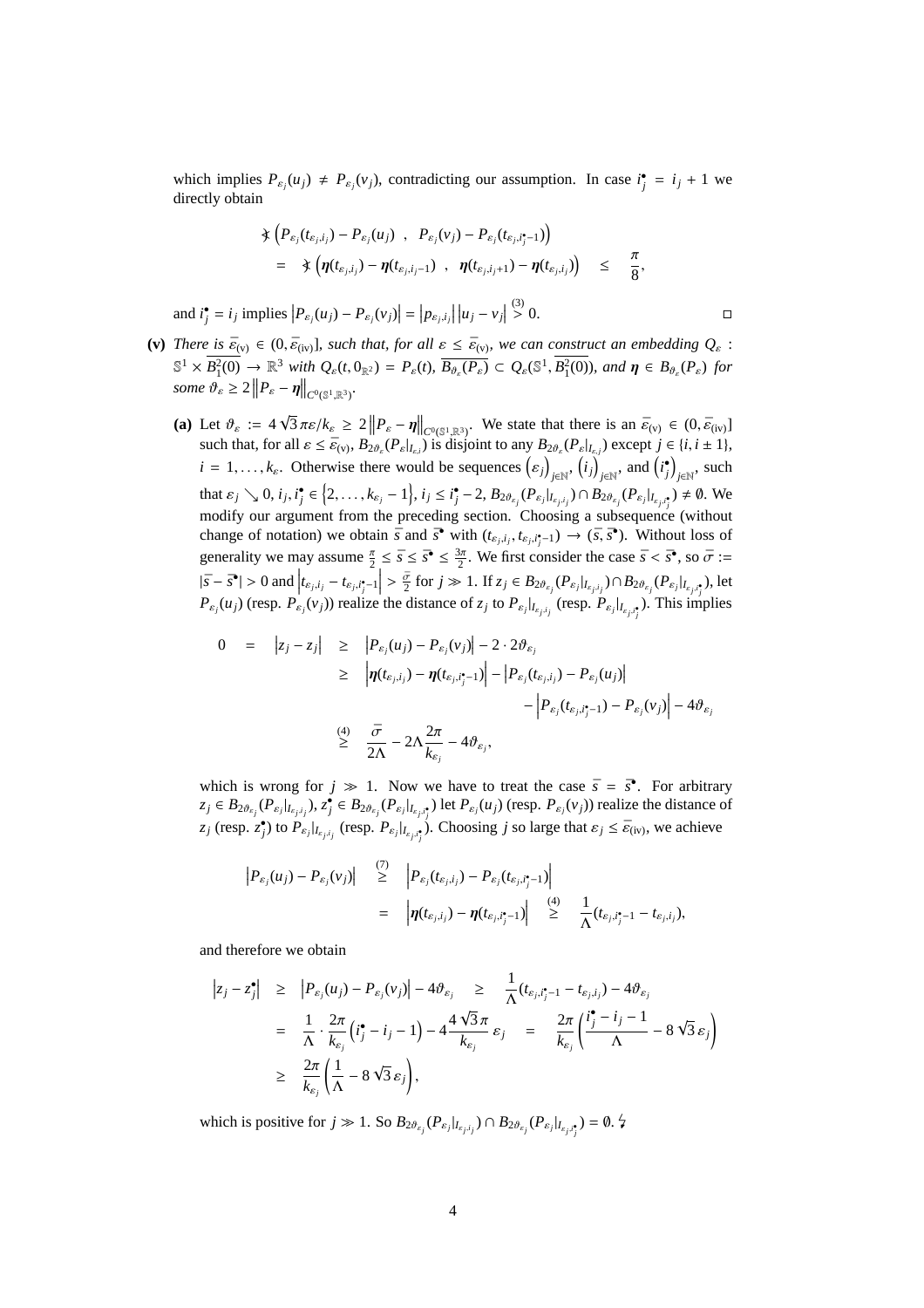which implies $P_{\varepsilon_j}(u_j) \neq P_{\varepsilon_j}(v_j)$, contradicting our assumption. In case $i_j^\bullet = i_j + 1$ we directly obtain

$$
\begin{aligned}
&\measuredangle\left(P_{\varepsilon_j}(t_{\varepsilon_j,i_j}) - P_{\varepsilon_j}(u_j)\ ,\ \ P_{\varepsilon_j}(v_j) - P_{\varepsilon_j}(t_{\varepsilon_j,i_j^\bullet-1})\right) \\
&= \measuredangle\left(\boldsymbol{\eta}(t_{\varepsilon_j,i_j}) - \boldsymbol{\eta}(t_{\varepsilon_j,i_j-1})\ ,\ \ \boldsymbol{\eta}(t_{\varepsilon_j,i_j+1}) - \boldsymbol{\eta}(t_{\varepsilon_j,i_j})\right) \quad \leq \quad \frac{\pi}{8},
\end{aligned}
$$

and $i_j^\bullet = i_j$ implies $\left|P_{\varepsilon_j}(u_j) - P_{\varepsilon_j}(v_j)\right| = \left|p_{\varepsilon_j,i_j}\right|\left|u_j - v_j\right| \overset{(3)}{>} 0$. ◻

**(v)** *There is* $\bar{\varepsilon}_{(\mathrm{v})} \in (0, \bar{\varepsilon}_{(\mathrm{iv})}]$*, such that, for all* $\varepsilon \leq \bar{\varepsilon}_{(\mathrm{v})}$*, we can construct an embedding* $Q_\varepsilon : \mathbb{S}^1 \times \overline{B_1^2(0)} \to \mathbb{R}^3$ *with* $Q_\varepsilon(t, 0_{\mathbb{R}^2}) = P_\varepsilon(t)$*,* $\overline{B_{\vartheta_\varepsilon}(P_\varepsilon)} \subset Q_\varepsilon(\mathbb{S}^1, \overline{B_1^2(0)})$*, and* $\boldsymbol{\eta} \in B_{\vartheta_\varepsilon}(P_\varepsilon)$ *for some* $\vartheta_\varepsilon \geq 2\left\|P_\varepsilon - \boldsymbol{\eta}\right\|_{C^0(\mathbb{S}^1,\mathbb{R}^3)}$*.*

**(a)** Let $\vartheta_\varepsilon := 4\sqrt{3}\pi\varepsilon/k_\varepsilon \geq 2\left\|P_\varepsilon - \boldsymbol{\eta}\right\|_{C^0(\mathbb{S}^1,\mathbb{R}^3)}$. We state that there is an $\bar{\varepsilon}_{(\mathrm{v})} \in (0, \bar{\varepsilon}_{(\mathrm{iv})}]$ such that, for all $\varepsilon \leq \bar{\varepsilon}_{(\mathrm{v})}$, $B_{2\vartheta_\varepsilon}(P_\varepsilon|_{I_{\varepsilon,i}})$ is disjoint to any $B_{2\vartheta_\varepsilon}(P_\varepsilon|_{I_{\varepsilon,j}})$ except $j \in \{i, i \pm 1\}$, $i = 1, \ldots, k_\varepsilon$. Otherwise there would be sequences $\left(\varepsilon_j\right)_{j\in\mathbb{N}}$, $\left(i_j\right)_{j\in\mathbb{N}}$, and $\left(i_j^\bullet\right)_{j\in\mathbb{N}}$, such that $\varepsilon_j \searrow 0$, $i_j, i_j^\bullet \in \left\{2, \ldots, k_{\varepsilon_j} - 1\right\}$, $i_j \leq i_j^\bullet - 2$, $B_{2\vartheta_{\varepsilon_j}}(P_{\varepsilon_j}|_{I_{\varepsilon_j,i_j}}) \cap B_{2\vartheta_{\varepsilon_j}}(P_{\varepsilon_j}|_{I_{\varepsilon_j,i_j^\bullet}}) \neq \emptyset$. We modify our argument from the preceding section. Choosing a subsequence (without change of notation) we obtain $\bar{s}$ and $\bar{s}^\bullet$ with $(t_{\varepsilon_j,i_j}, t_{\varepsilon_j,i_j^\bullet-1}) \to (\bar{s}, \bar{s}^\bullet)$. Without loss of generality we may assume $\frac{\pi}{2} \leq \bar{s} \leq \bar{s}^\bullet \leq \frac{3\pi}{2}$. We first consider the case $\bar{s} < \bar{s}^\bullet$, so $\bar{\sigma} := |\bar{s} - \bar{s}^\bullet| > 0$ and $\left|t_{\varepsilon_j,i_j} - t_{\varepsilon_j,i_j^\bullet-1}\right| > \frac{\bar{\sigma}}{2}$ for $j \gg 1$. If $z_j \in B_{2\vartheta_{\varepsilon_j}}(P_{\varepsilon_j}|_{I_{\varepsilon_j,i_j}}) \cap B_{2\vartheta_{\varepsilon_j}}(P_{\varepsilon_j}|_{I_{\varepsilon_j,i_j^\bullet}})$, let $P_{\varepsilon_j}(u_j)$ (resp. $P_{\varepsilon_j}(v_j)$) realize the distance of $z_j$ to $P_{\varepsilon_j}|_{I_{\varepsilon_j,i_j}}$ (resp. $P_{\varepsilon_j}|_{I_{\varepsilon_j,i_j^\bullet}}$). This implies

$$
\begin{aligned}
0 \quad = \quad \left|z_j - z_j\right| \quad &\geq \quad \left|P_{\varepsilon_j}(u_j) - P_{\varepsilon_j}(v_j)\right| - 2 \cdot 2\vartheta_{\varepsilon_j} \\
&\geq \quad \left|\boldsymbol{\eta}(t_{\varepsilon_j,i_j}) - \boldsymbol{\eta}(t_{\varepsilon_j,i_j^\bullet-1})\right| - \left|P_{\varepsilon_j}(t_{\varepsilon_j,i_j}) - P_{\varepsilon_j}(u_j)\right| \\
&\qquad\qquad - \left|P_{\varepsilon_j}(t_{\varepsilon_j,i_j^\bullet-1}) - P_{\varepsilon_j}(v_j)\right| - 4\vartheta_{\varepsilon_j} \\
&\overset{(4)}{\geq} \quad \frac{\bar{\sigma}}{2\Lambda} - 2\Lambda\frac{2\pi}{k_{\varepsilon_j}} - 4\vartheta_{\varepsilon_j},
\end{aligned}
$$

which is wrong for $j \gg 1$. Now we have to treat the case $\bar{s} = \bar{s}^\bullet$. For arbitrary $z_j \in B_{2\vartheta_{\varepsilon_j}}(P_{\varepsilon_j}|_{I_{\varepsilon_j,i_j}})$, $z_j^\bullet \in B_{2\vartheta_{\varepsilon_j}}(P_{\varepsilon_j}|_{I_{\varepsilon_j,i_j^\bullet}})$ let $P_{\varepsilon_j}(u_j)$ (resp. $P_{\varepsilon_j}(v_j)$) realize the distance of $z_j$ (resp. $z_j^\bullet$) to $P_{\varepsilon_j}|_{I_{\varepsilon_j,i_j}}$ (resp. $P_{\varepsilon_j}|_{I_{\varepsilon_j,i_j^\bullet}}$). Choosing $j$ so large that $\varepsilon_j \leq \bar{\varepsilon}_{(\mathrm{iv})}$, we achieve

$$
\begin{aligned}
\left|P_{\varepsilon_j}(u_j) - P_{\varepsilon_j}(v_j)\right| \quad &\overset{(7)}{\geq} \quad \left|P_{\varepsilon_j}(t_{\varepsilon_j,i_j}) - P_{\varepsilon_j}(t_{\varepsilon_j,i_j^\bullet-1})\right| \\
&= \quad \left|\boldsymbol{\eta}(t_{\varepsilon_j,i_j}) - \boldsymbol{\eta}(t_{\varepsilon_j,i_j^\bullet-1})\right| \quad \overset{(4)}{\geq} \quad \frac{1}{\Lambda}(t_{\varepsilon_j,i_j^\bullet-1} - t_{\varepsilon_j,i_j}),
\end{aligned}
$$

and therefore we obtain

$$
\begin{aligned}
\left|z_j - z_j^\bullet\right| \quad &\geq \quad \left|P_{\varepsilon_j}(u_j) - P_{\varepsilon_j}(v_j)\right| - 4\vartheta_{\varepsilon_j} \quad \geq \quad \frac{1}{\Lambda}(t_{\varepsilon_j,i_j^\bullet-1} - t_{\varepsilon_j,i_j}) - 4\vartheta_{\varepsilon_j} \\
&= \quad \frac{1}{\Lambda} \cdot \frac{2\pi}{k_{\varepsilon_j}}\left(i_j^\bullet - i_j - 1\right) - 4\frac{4\sqrt{3}\pi}{k_{\varepsilon_j}}\,\varepsilon_j \quad = \quad \frac{2\pi}{k_{\varepsilon_j}}\left(\frac{i_j^\bullet - i_j - 1}{\Lambda} - 8\sqrt{3}\,\varepsilon_j\right) \\
&\geq \quad \frac{2\pi}{k_{\varepsilon_j}}\left(\frac{1}{\Lambda} - 8\sqrt{3}\,\varepsilon_j\right),
\end{aligned}
$$

which is positive for $j \gg 1$. So $B_{2\vartheta_{\varepsilon_j}}(P_{\varepsilon_j}|_{I_{\varepsilon_j,i_j}}) \cap B_{2\vartheta_{\varepsilon_j}}(P_{\varepsilon_j}|_{I_{\varepsilon_j,i_j^\bullet}}) = \emptyset$. ↯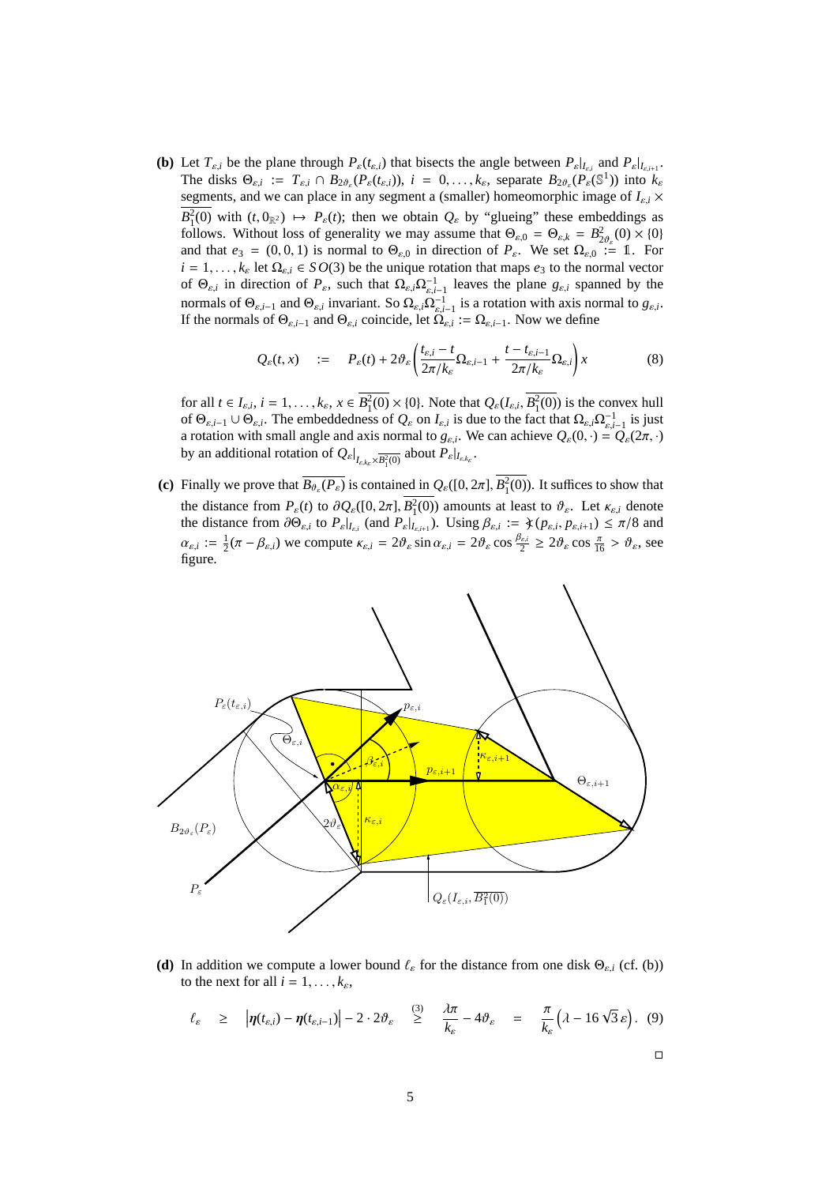**(b)** Let $T_{\varepsilon,i}$ be the plane through $P_\varepsilon(t_{\varepsilon,i})$ that bisects the angle between $P_\varepsilon|_{I_{\varepsilon,i}}$ and $P_\varepsilon|_{I_{\varepsilon,i+1}}$. The disks $\Theta_{\varepsilon,i} := T_{\varepsilon,i} \cap B_{2\vartheta_\varepsilon}(P_\varepsilon(t_{\varepsilon,i}))$, $i = 0, \ldots, k_\varepsilon$, separate $B_{2\vartheta_\varepsilon}(P_\varepsilon(\mathbb{S}^1))$ into $k_\varepsilon$ segments, and we can place in any segment a (smaller) homeomorphic image of $I_{\varepsilon,i} \times \overline{B_1^2(0)}$ with $(t, 0_{\mathbb{R}^2}) \mapsto P_\varepsilon(t)$; then we obtain $Q_\varepsilon$ by "glueing" these embeddings as follows. Without loss of generality we may assume that $\Theta_{\varepsilon,0} = \Theta_{\varepsilon,k} = B^2_{2\vartheta_\varepsilon}(0) \times \{0\}$ and that $e_3 = (0,0,1)$ is normal to $\Theta_{\varepsilon,0}$ in direction of $P_\varepsilon$. We set $\Omega_{\varepsilon,0} := \mathbb{1}$. For $i = 1, \ldots, k_\varepsilon$ let $\Omega_{\varepsilon,i} \in SO(3)$ be the unique rotation that maps $e_3$ to the normal vector of $\Theta_{\varepsilon,i}$ in direction of $P_\varepsilon$, such that $\Omega_{\varepsilon,i}\Omega^{-1}_{\varepsilon,i-1}$ leaves the plane $g_{\varepsilon,i}$ spanned by the normals of $\Theta_{\varepsilon,i-1}$ and $\Theta_{\varepsilon,i}$ invariant. So $\Omega_{\varepsilon,i}\Omega^{-1}_{\varepsilon,i-1}$ is a rotation with axis normal to $g_{\varepsilon,i}$. If the normals of $\Theta_{\varepsilon,i-1}$ and $\Theta_{\varepsilon,i}$ coincide, let $\Omega_{\varepsilon,i} := \Omega_{\varepsilon,i-1}$. Now we define

$$Q_\varepsilon(t,x) \quad := \quad P_\varepsilon(t) + 2\vartheta_\varepsilon \left( \frac{t_{\varepsilon,i} - t}{2\pi/k_\varepsilon} \Omega_{\varepsilon,i-1} + \frac{t - t_{\varepsilon,i-1}}{2\pi/k_\varepsilon} \Omega_{\varepsilon,i} \right) x \tag{8}$$

for all $t \in I_{\varepsilon,i}$, $i = 1, \ldots, k_\varepsilon$, $x \in \overline{B_1^2(0)} \times \{0\}$. Note that $Q_\varepsilon(I_{\varepsilon,i}, \overline{B_1^2(0)})$ is the convex hull of $\Theta_{\varepsilon,i-1} \cup \Theta_{\varepsilon,i}$. The embeddedness of $Q_\varepsilon$ on $I_{\varepsilon,i}$ is due to the fact that $\Omega_{\varepsilon,i}\Omega^{-1}_{\varepsilon,i-1}$ is just a rotation with small angle and axis normal to $g_{\varepsilon,i}$. We can achieve $Q_\varepsilon(0,\cdot) = Q_\varepsilon(2\pi,\cdot)$ by an additional rotation of $Q_\varepsilon|_{I_{\varepsilon,k_\varepsilon} \times \overline{B_1^2(0)}}$ about $P_\varepsilon|_{I_{\varepsilon,k_\varepsilon}}$.

**(c)** Finally we prove that $\overline{B_{\vartheta_\varepsilon}(P_\varepsilon)}$ is contained in $Q_\varepsilon([0,2\pi], \overline{B_1^2(0)})$. It suffices to show that the distance from $P_\varepsilon(t)$ to $\partial Q_\varepsilon([0,2\pi], \overline{B_1^2(0)})$ amounts at least to $\vartheta_\varepsilon$. Let $\kappa_{\varepsilon,i}$ denote the distance from $\partial\Theta_{\varepsilon,i}$ to $P_\varepsilon|_{I_{\varepsilon,i}}$ (and $P_\varepsilon|_{I_{\varepsilon,i+1}}$). Using $\beta_{\varepsilon,i} := \measuredangle(p_{\varepsilon,i}, p_{\varepsilon,i+1}) \le \pi/8$ and $\alpha_{\varepsilon,i} := \frac{1}{2}(\pi - \beta_{\varepsilon,i})$ we compute $\kappa_{\varepsilon,i} = 2\vartheta_\varepsilon \sin\alpha_{\varepsilon,i} = 2\vartheta_\varepsilon \cos\frac{\beta_{\varepsilon,i}}{2} \ge 2\vartheta_\varepsilon \cos\frac{\pi}{16} > \vartheta_\varepsilon$, see figure.

**(d)** In addition we compute a lower bound $\ell_\varepsilon$ for the distance from one disk $\Theta_{\varepsilon,i}$ (cf. (b)) to the next for all $i = 1, \ldots, k_\varepsilon$,

$$\ell_\varepsilon \quad \ge \quad \left|\boldsymbol{\eta}(t_{\varepsilon,i}) - \boldsymbol{\eta}(t_{\varepsilon,i-1})\right| - 2 \cdot 2\vartheta_\varepsilon \quad \overset{(3)}{\ge} \quad \frac{\lambda\pi}{k_\varepsilon} - 4\vartheta_\varepsilon \quad = \quad \frac{\pi}{k_\varepsilon}\left(\lambda - 16\sqrt{3}\,\varepsilon\right). \tag{9}$$

□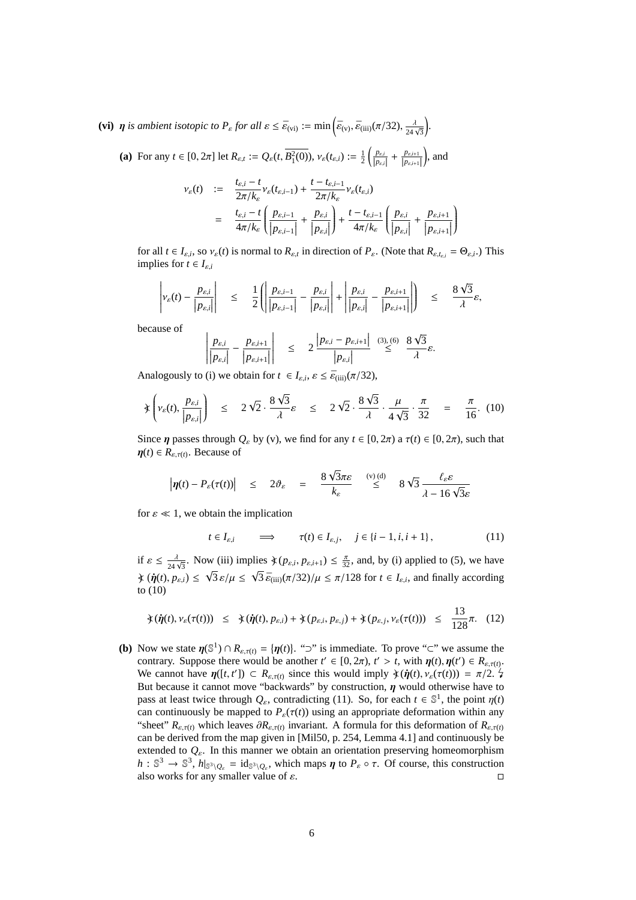**(vi)** *$\boldsymbol{\eta}$ is ambient isotopic to $P_\varepsilon$ for all $\varepsilon \le \bar{\varepsilon}_{\text{(vi)}} := \min\left(\bar{\varepsilon}_{\text{(v)}}, \bar{\varepsilon}_{\text{(iii)}}(\pi/32), \frac{\lambda}{24\sqrt{3}}\right)$.*

**(a)** For any $t \in [0, 2\pi]$ let $R_{\varepsilon,t} := Q_\varepsilon(t, \overline{B_1^2(0)})$, $\nu_\varepsilon(t_{\varepsilon,i}) := \frac{1}{2}\left(\frac{p_{\varepsilon,i}}{|p_{\varepsilon,i}|} + \frac{p_{\varepsilon,i+1}}{|p_{\varepsilon,i+1}|}\right)$, and

$$
\begin{aligned}
\nu_\varepsilon(t) &:= \frac{t_{\varepsilon,i} - t}{2\pi/k_\varepsilon}\nu_\varepsilon(t_{\varepsilon,i-1}) + \frac{t - t_{\varepsilon,i-1}}{2\pi/k_\varepsilon}\nu_\varepsilon(t_{\varepsilon,i}) \\
&= \frac{t_{\varepsilon,i} - t}{4\pi/k_\varepsilon}\left(\frac{p_{\varepsilon,i-1}}{|p_{\varepsilon,i-1}|} + \frac{p_{\varepsilon,i}}{|p_{\varepsilon,i}|}\right) + \frac{t - t_{\varepsilon,i-1}}{4\pi/k_\varepsilon}\left(\frac{p_{\varepsilon,i}}{|p_{\varepsilon,i}|} + \frac{p_{\varepsilon,i+1}}{|p_{\varepsilon,i+1}|}\right)
\end{aligned}
$$

for all $t \in I_{\varepsilon,i}$, so $\nu_\varepsilon(t)$ is normal to $R_{\varepsilon,t}$ in direction of $P_\varepsilon$. (Note that $R_{\varepsilon,t_{\varepsilon,i}} = \Theta_{\varepsilon,i}$.) This implies for $t \in I_{\varepsilon,i}$

$$
\left|\nu_\varepsilon(t) - \frac{p_{\varepsilon,i}}{|p_{\varepsilon,i}|}\right| \le \frac{1}{2}\left(\left|\frac{p_{\varepsilon,i-1}}{|p_{\varepsilon,i-1}|} - \frac{p_{\varepsilon,i}}{|p_{\varepsilon,i}|}\right| + \left|\frac{p_{\varepsilon,i}}{|p_{\varepsilon,i}|} - \frac{p_{\varepsilon,i+1}}{|p_{\varepsilon,i+1}|}\right|\right) \le \frac{8\sqrt{3}}{\lambda}\varepsilon,
$$

because of

$$
\left|\frac{p_{\varepsilon,i}}{|p_{\varepsilon,i}|} - \frac{p_{\varepsilon,i+1}}{|p_{\varepsilon,i+1}|}\right| \le 2\frac{|p_{\varepsilon,i} - p_{\varepsilon,i+1}|}{|p_{\varepsilon,i}|} \overset{(3),(6)}{\le} \frac{8\sqrt{3}}{\lambda}\varepsilon.
$$

Analogously to (i) we obtain for $t \in I_{\varepsilon,i}$, $\varepsilon \le \bar{\varepsilon}_{\text{(iii)}}(\pi/32)$,

$$
\sphericalangle\left(\nu_\varepsilon(t), \frac{p_{\varepsilon,i}}{|p_{\varepsilon,i}|}\right) \le 2\sqrt{2}\cdot\frac{8\sqrt{3}}{\lambda}\varepsilon \le 2\sqrt{2}\cdot\frac{8\sqrt{3}}{\lambda}\cdot\frac{\mu}{4\sqrt{3}}\cdot\frac{\pi}{32} = \frac{\pi}{16}. \quad (10)
$$

Since $\boldsymbol{\eta}$ passes through $Q_\varepsilon$ by (v), we find for any $t \in [0, 2\pi)$ a $\tau(t) \in [0, 2\pi)$, such that $\boldsymbol{\eta}(t) \in R_{\varepsilon,\tau(t)}$. Because of

$$
|\boldsymbol{\eta}(t) - P_\varepsilon(\tau(t))| \le 2\vartheta_\varepsilon = \frac{8\sqrt{3}\pi\varepsilon}{k_\varepsilon} \overset{\text{(v) (d)}}{\le} 8\sqrt{3}\frac{\ell_\varepsilon\varepsilon}{\lambda - 16\sqrt{3}\varepsilon}
$$

for $\varepsilon \ll 1$, we obtain the implication

$$
t \in I_{\varepsilon,i} \quad \Longrightarrow \quad \tau(t) \in I_{\varepsilon,j}, \quad j \in \{i-1, i, i+1\}, \quad (11)
$$

if $\varepsilon \le \frac{\lambda}{24\sqrt{3}}$. Now (iii) implies $\sphericalangle(p_{\varepsilon,i}, p_{\varepsilon,i+1}) \le \frac{\pi}{32}$, and, by (i) applied to (5), we have $\sphericalangle(\dot{\boldsymbol{\eta}}(t), p_{\varepsilon,i}) \le \sqrt{3}\,\varepsilon/\mu \le \sqrt{3}\,\bar{\varepsilon}_{\text{(iii)}}(\pi/32)/\mu \le \pi/128$ for $t \in I_{\varepsilon,i}$, and finally according to (10)

$$
\sphericalangle(\dot{\boldsymbol{\eta}}(t), \nu_\varepsilon(\tau(t))) \le \sphericalangle(\dot{\boldsymbol{\eta}}(t), p_{\varepsilon,i}) + \sphericalangle(p_{\varepsilon,i}, p_{\varepsilon,j}) + \sphericalangle(p_{\varepsilon,j}, \nu_\varepsilon(\tau(t))) \le \frac{13}{128}\pi. \quad (12)
$$

**(b)** Now we state $\boldsymbol{\eta}(\mathbb{S}^1) \cap R_{\varepsilon,\tau(t)} = \{\boldsymbol{\eta}(t)\}$. "$\supset$" is immediate. To prove "$\subset$" we assume the contrary. Suppose there would be another $t' \in [0, 2\pi)$, $t' > t$, with $\boldsymbol{\eta}(t), \boldsymbol{\eta}(t') \in R_{\varepsilon,\tau(t)}$. We cannot have $\boldsymbol{\eta}([t, t']) \subset R_{\varepsilon,\tau(t)}$ since this would imply $\sphericalangle(\dot{\boldsymbol{\eta}}(t), \nu_\varepsilon(\tau(t))) = \pi/2$. ↯ But because it cannot move "backwards" by construction, $\boldsymbol{\eta}$ would otherwise have to pass at least twice through $Q_\varepsilon$, contradicting (11). So, for each $t \in \mathbb{S}^1$, the point $\eta(t)$ can continuously be mapped to $P_\varepsilon(\tau(t))$ using an appropriate deformation within any "sheet" $R_{\varepsilon,\tau(t)}$ which leaves $\partial R_{\varepsilon,\tau(t)}$ invariant. A formula for this deformation of $R_{\varepsilon,\tau(t)}$ can be derived from the map given in [Mil50, p. 254, Lemma 4.1] and continuously be extended to $Q_\varepsilon$. In this manner we obtain an orientation preserving homeomorphism $h : \mathbb{S}^3 \to \mathbb{S}^3$, $h|_{\mathbb{S}^3\setminus Q_\varepsilon} = \mathrm{id}_{\mathbb{S}^3\setminus Q_\varepsilon}$, which maps $\boldsymbol{\eta}$ to $P_\varepsilon \circ \tau$. Of course, this construction also works for any smaller value of $\varepsilon$. □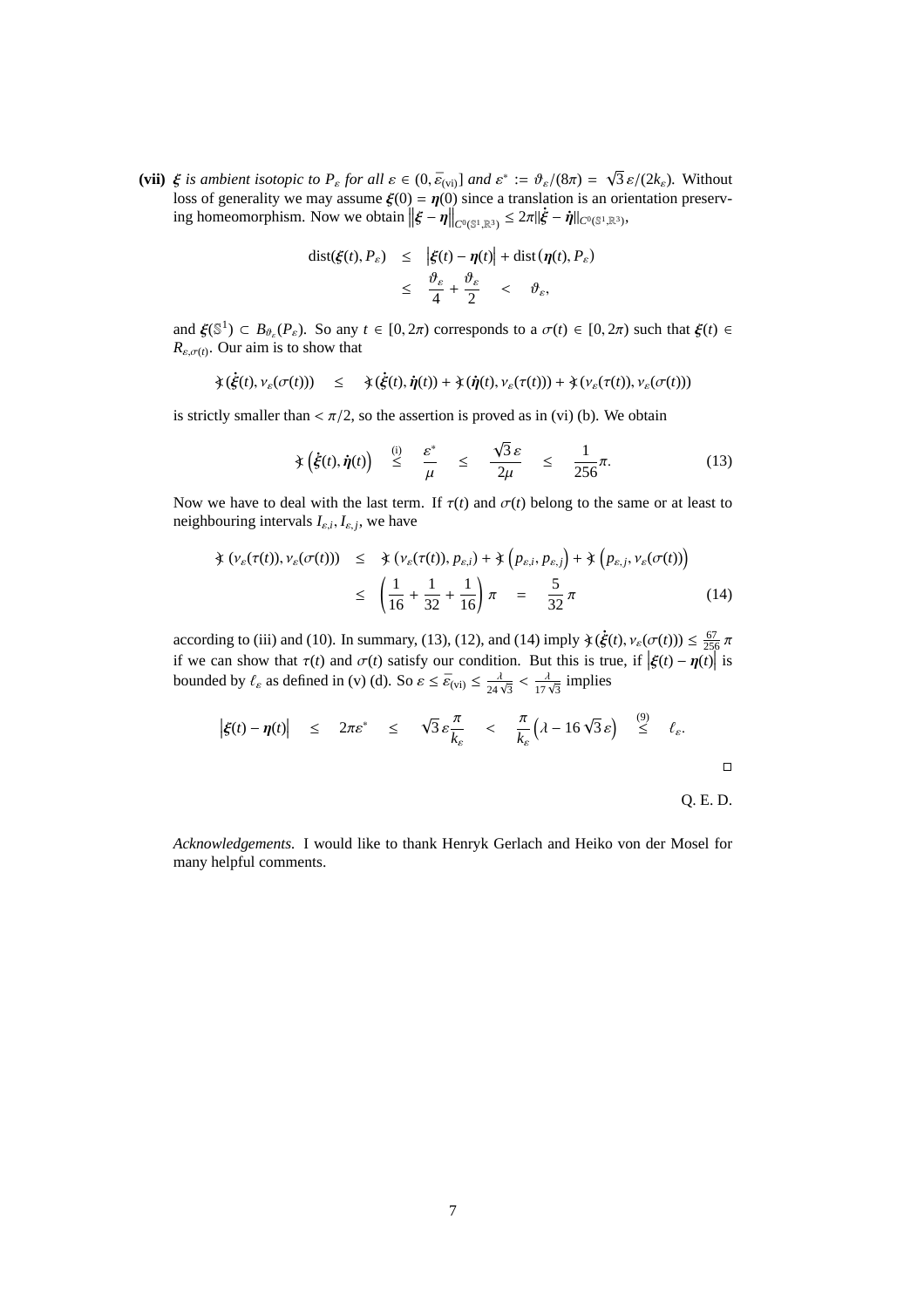**(vii)** *$\boldsymbol{\xi}$ is ambient isotopic to $P_\varepsilon$ for all $\varepsilon \in (0, \bar{\varepsilon}_{(\mathrm{vi})}]$ and $\varepsilon^* := \vartheta_\varepsilon/(8\pi) = \sqrt{3}\,\varepsilon/(2k_\varepsilon)$.* Without loss of generality we may assume $\boldsymbol{\xi}(0) = \boldsymbol{\eta}(0)$ since a translation is an orientation preserving homeomorphism. Now we obtain $\left\|\boldsymbol{\xi} - \boldsymbol{\eta}\right\|_{C^0(\mathbb{S}^1,\mathbb{R}^3)} \leq 2\pi\|\dot{\boldsymbol{\xi}} - \dot{\boldsymbol{\eta}}\|_{C^0(\mathbb{S}^1,\mathbb{R}^3)}$,

$$
\begin{aligned}
\operatorname{dist}(\boldsymbol{\xi}(t), P_\varepsilon) &\leq \left|\boldsymbol{\xi}(t) - \boldsymbol{\eta}(t)\right| + \operatorname{dist}\left(\boldsymbol{\eta}(t), P_\varepsilon\right) \\
&\leq \frac{\vartheta_\varepsilon}{4} + \frac{\vartheta_\varepsilon}{2} \quad < \quad \vartheta_\varepsilon,
\end{aligned}
$$

and $\boldsymbol{\xi}(\mathbb{S}^1) \subset B_{\vartheta_\varepsilon}(P_\varepsilon)$. So any $t \in [0, 2\pi)$ corresponds to a $\sigma(t) \in [0, 2\pi)$ such that $\boldsymbol{\xi}(t) \in R_{\varepsilon,\sigma(t)}$. Our aim is to show that

$$
\measuredangle(\dot{\boldsymbol{\xi}}(t), \nu_\varepsilon(\sigma(t))) \quad \leq \quad \measuredangle(\dot{\boldsymbol{\xi}}(t), \dot{\boldsymbol{\eta}}(t)) + \measuredangle(\dot{\boldsymbol{\eta}}(t), \nu_\varepsilon(\tau(t))) + \measuredangle(\nu_\varepsilon(\tau(t)), \nu_\varepsilon(\sigma(t)))
$$

is strictly smaller than $< \pi/2$, so the assertion is proved as in (vi) (b). We obtain

$$
\measuredangle\left(\dot{\boldsymbol{\xi}}(t), \dot{\boldsymbol{\eta}}(t)\right) \quad \overset{\text{(i)}}{\leq} \quad \frac{\varepsilon^*}{\mu} \quad \leq \quad \frac{\sqrt{3}\,\varepsilon}{2\mu} \quad \leq \quad \frac{1}{256}\pi. \tag{13}
$$

Now we have to deal with the last term. If $\tau(t)$ and $\sigma(t)$ belong to the same or at least to neighbouring intervals $I_{\varepsilon,i}, I_{\varepsilon,j}$, we have

$$
\begin{aligned}
\measuredangle\left(\nu_\varepsilon(\tau(t)), \nu_\varepsilon(\sigma(t))\right) &\leq \measuredangle\left(\nu_\varepsilon(\tau(t)), p_{\varepsilon,i}\right) + \measuredangle\left(p_{\varepsilon,i}, p_{\varepsilon,j}\right) + \measuredangle\left(p_{\varepsilon,j}, \nu_\varepsilon(\sigma(t))\right) \\
&\leq \left(\frac{1}{16} + \frac{1}{32} + \frac{1}{16}\right)\pi \quad = \quad \frac{5}{32}\pi
\end{aligned} \tag{14}
$$

according to (iii) and (10). In summary, (13), (12), and (14) imply $\measuredangle(\dot{\boldsymbol{\xi}}(t), \nu_\varepsilon(\sigma(t))) \leq \frac{67}{256}\pi$ if we can show that $\tau(t)$ and $\sigma(t)$ satisfy our condition. But this is true, if $\left|\boldsymbol{\xi}(t) - \boldsymbol{\eta}(t)\right|$ is bounded by $\ell_\varepsilon$ as defined in (v) (d). So $\varepsilon \leq \bar{\varepsilon}_{(\mathrm{vi})} \leq \frac{\lambda}{24\sqrt{3}} < \frac{\lambda}{17\sqrt{3}}$ implies

$$
\left|\boldsymbol{\xi}(t) - \boldsymbol{\eta}(t)\right| \quad \leq \quad 2\pi\varepsilon^* \quad \leq \quad \sqrt{3}\,\varepsilon\frac{\pi}{k_\varepsilon} \quad < \quad \frac{\pi}{k_\varepsilon}\left(\lambda - 16\sqrt{3}\,\varepsilon\right) \quad \overset{(9)}{\leq} \quad \ell_\varepsilon.
$$

□

Q. E. D.

*Acknowledgements.* I would like to thank Henryk Gerlach and Heiko von der Mosel for many helpful comments.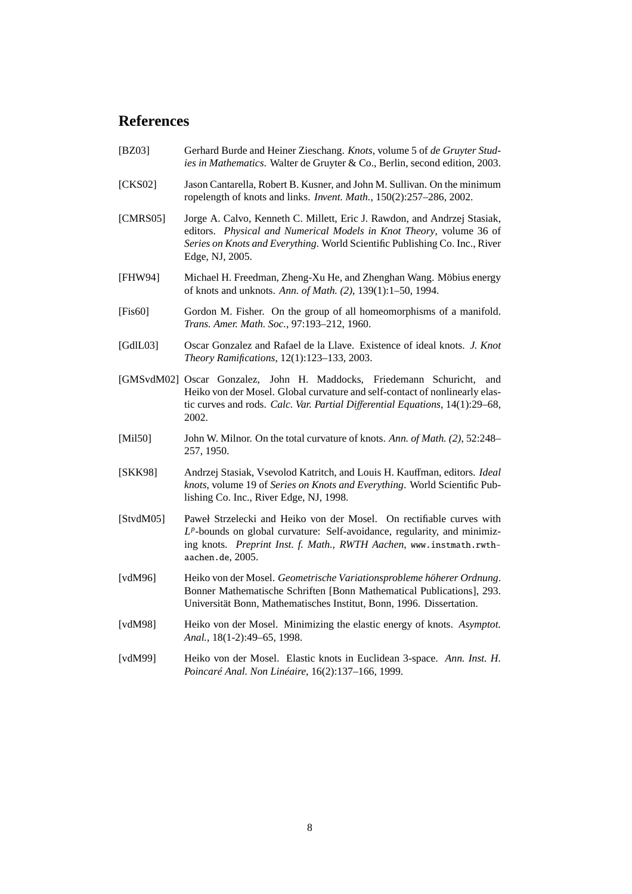# References

[BZ03] Gerhard Burde and Heiner Zieschang. *Knots*, volume 5 of *de Gruyter Studies in Mathematics*. Walter de Gruyter & Co., Berlin, second edition, 2003.

[CKS02] Jason Cantarella, Robert B. Kusner, and John M. Sullivan. On the minimum ropelength of knots and links. *Invent. Math.*, 150(2):257–286, 2002.

[CMRS05] Jorge A. Calvo, Kenneth C. Millett, Eric J. Rawdon, and Andrzej Stasiak, editors. *Physical and Numerical Models in Knot Theory*, volume 36 of *Series on Knots and Everything*. World Scientific Publishing Co. Inc., River Edge, NJ, 2005.

[FHW94] Michael H. Freedman, Zheng-Xu He, and Zhenghan Wang. Möbius energy of knots and unknots. *Ann. of Math. (2)*, 139(1):1–50, 1994.

[Fis60] Gordon M. Fisher. On the group of all homeomorphisms of a manifold. *Trans. Amer. Math. Soc.*, 97:193–212, 1960.

[GdlL03] Oscar Gonzalez and Rafael de la Llave. Existence of ideal knots. *J. Knot Theory Ramifications*, 12(1):123–133, 2003.

[GMSvdM02] Oscar Gonzalez, John H. Maddocks, Friedemann Schuricht, and Heiko von der Mosel. Global curvature and self-contact of nonlinearly elastic curves and rods. *Calc. Var. Partial Differential Equations*, 14(1):29–68, 2002.

[Mil50] John W. Milnor. On the total curvature of knots. *Ann. of Math. (2)*, 52:248–257, 1950.

[SKK98] Andrzej Stasiak, Vsevolod Katritch, and Louis H. Kauffman, editors. *Ideal knots*, volume 19 of *Series on Knots and Everything*. World Scientific Publishing Co. Inc., River Edge, NJ, 1998.

[StvdM05] Paweł Strzelecki and Heiko von der Mosel. On rectifiable curves with $L^p$-bounds on global curvature: Self-avoidance, regularity, and minimizing knots. *Preprint Inst. f. Math., RWTH Aachen*, www.instmath.rwth-aachen.de, 2005.

[vdM96] Heiko von der Mosel. *Geometrische Variationsprobleme höherer Ordnung*. Bonner Mathematische Schriften [Bonn Mathematical Publications], 293. Universität Bonn, Mathematisches Institut, Bonn, 1996. Dissertation.

[vdM98] Heiko von der Mosel. Minimizing the elastic energy of knots. *Asymptot. Anal.*, 18(1-2):49–65, 1998.

[vdM99] Heiko von der Mosel. Elastic knots in Euclidean 3-space. *Ann. Inst. H. Poincaré Anal. Non Linéaire*, 16(2):137–166, 1999.